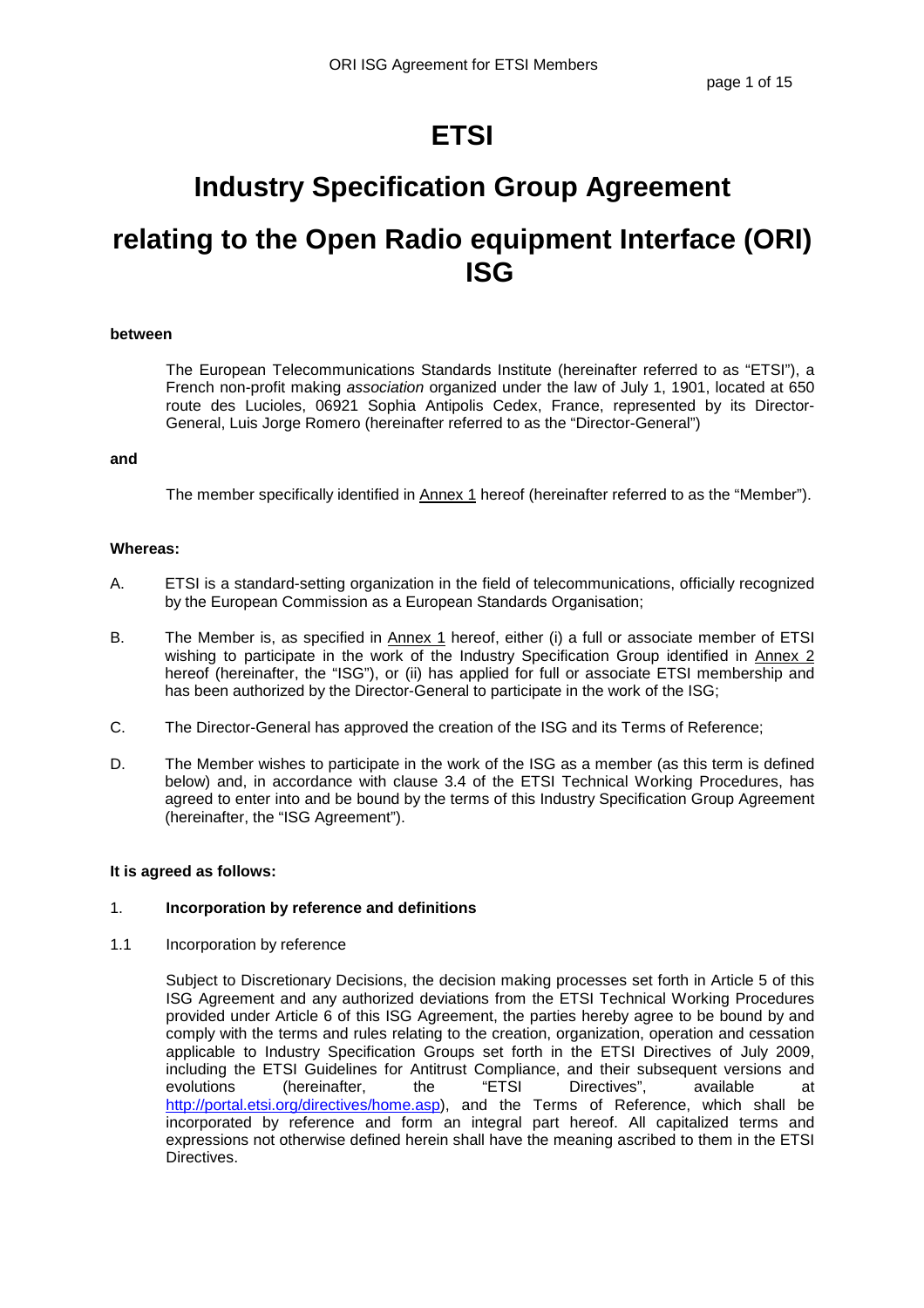# ETSI

# Industry Specification Group Agreement

# relating to the Open Radio equipment Interface (ORI) ISG

**between**

The European Telecommunications Standards Institute (hereinafter referred to as "ETSI"), a French non-profit making *association* organized under the law of July 1, 1901, located at 650 route des Lucioles, 06921 Sophia Antipolis Cedex, France, represented by its Director-General, Luis Jorge Romero (hereinafter referred to as the "Director-General")

**and**

The member specifically identified in Annex 1 hereof (hereinafter referred to as the "Member").

**Whereas:**

A. ETSI is a standard-setting organization in the field of telecommunications, officially recognized by the European Commission as a European Standards Organisation;

B. The Member is, as specified in Annex 1 hereof, either (i) a full or associate member of ETSI wishing to participate in the work of the Industry Specification Group identified in Annex 2 hereof (hereinafter, the "ISG"), or (ii) has applied for full or associate ETSI membership and has been authorized by the Director-General to participate in the work of the ISG;

C. The Director-General has approved the creation of the ISG and its Terms of Reference;

D. The Member wishes to participate in the work of the ISG as a member (as this term is defined below) and, in accordance with clause 3.4 of the ETSI Technical Working Procedures, has agreed to enter into and be bound by the terms of this Industry Specification Group Agreement (hereinafter, the "ISG Agreement").

**It is agreed as follows:**

1. **Incorporation by reference and definitions**

1.1 Incorporation by reference

Subject to Discretionary Decisions, the decision making processes set forth in Article 5 of this ISG Agreement and any authorized deviations from the ETSI Technical Working Procedures provided under Article 6 of this ISG Agreement, the parties hereby agree to be bound by and comply with the terms and rules relating to the creation, organization, operation and cessation applicable to Industry Specification Groups set forth in the ETSI Directives of July 2009, including the ETSI Guidelines for Antitrust Compliance, and their subsequent versions and evolutions (hereinafter, the "ETSI Directives", available at http://portal.etsi.org/directives/home.asp), and the Terms of Reference, which shall be incorporated by reference and form an integral part hereof. All capitalized terms and expressions not otherwise defined herein shall have the meaning ascribed to them in the ETSI Directives.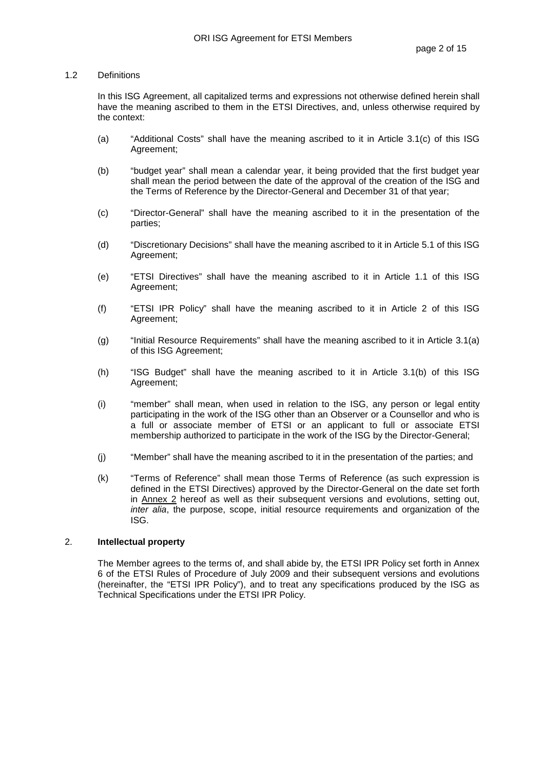## 1.2 Definitions

In this ISG Agreement, all capitalized terms and expressions not otherwise defined herein shall have the meaning ascribed to them in the ETSI Directives, and, unless otherwise required by the context:

(a) "Additional Costs" shall have the meaning ascribed to it in Article 3.1(c) of this ISG Agreement;

(b) "budget year" shall mean a calendar year, it being provided that the first budget year shall mean the period between the date of the approval of the creation of the ISG and the Terms of Reference by the Director-General and December 31 of that year;

(c) "Director-General" shall have the meaning ascribed to it in the presentation of the parties;

(d) "Discretionary Decisions" shall have the meaning ascribed to it in Article 5.1 of this ISG Agreement;

(e) "ETSI Directives" shall have the meaning ascribed to it in Article 1.1 of this ISG Agreement;

(f) "ETSI IPR Policy" shall have the meaning ascribed to it in Article 2 of this ISG Agreement;

(g) "Initial Resource Requirements" shall have the meaning ascribed to it in Article 3.1(a) of this ISG Agreement;

(h) "ISG Budget" shall have the meaning ascribed to it in Article 3.1(b) of this ISG Agreement;

(i) "member" shall mean, when used in relation to the ISG, any person or legal entity participating in the work of the ISG other than an Observer or a Counsellor and who is a full or associate member of ETSI or an applicant to full or associate ETSI membership authorized to participate in the work of the ISG by the Director-General;

(j) "Member" shall have the meaning ascribed to it in the presentation of the parties; and

(k) "Terms of Reference" shall mean those Terms of Reference (as such expression is defined in the ETSI Directives) approved by the Director-General on the date set forth in Annex 2 hereof as well as their subsequent versions and evolutions, setting out, *inter alia*, the purpose, scope, initial resource requirements and organization of the ISG.

## 2. **Intellectual property**

The Member agrees to the terms of, and shall abide by, the ETSI IPR Policy set forth in Annex 6 of the ETSI Rules of Procedure of July 2009 and their subsequent versions and evolutions (hereinafter, the "ETSI IPR Policy"), and to treat any specifications produced by the ISG as Technical Specifications under the ETSI IPR Policy.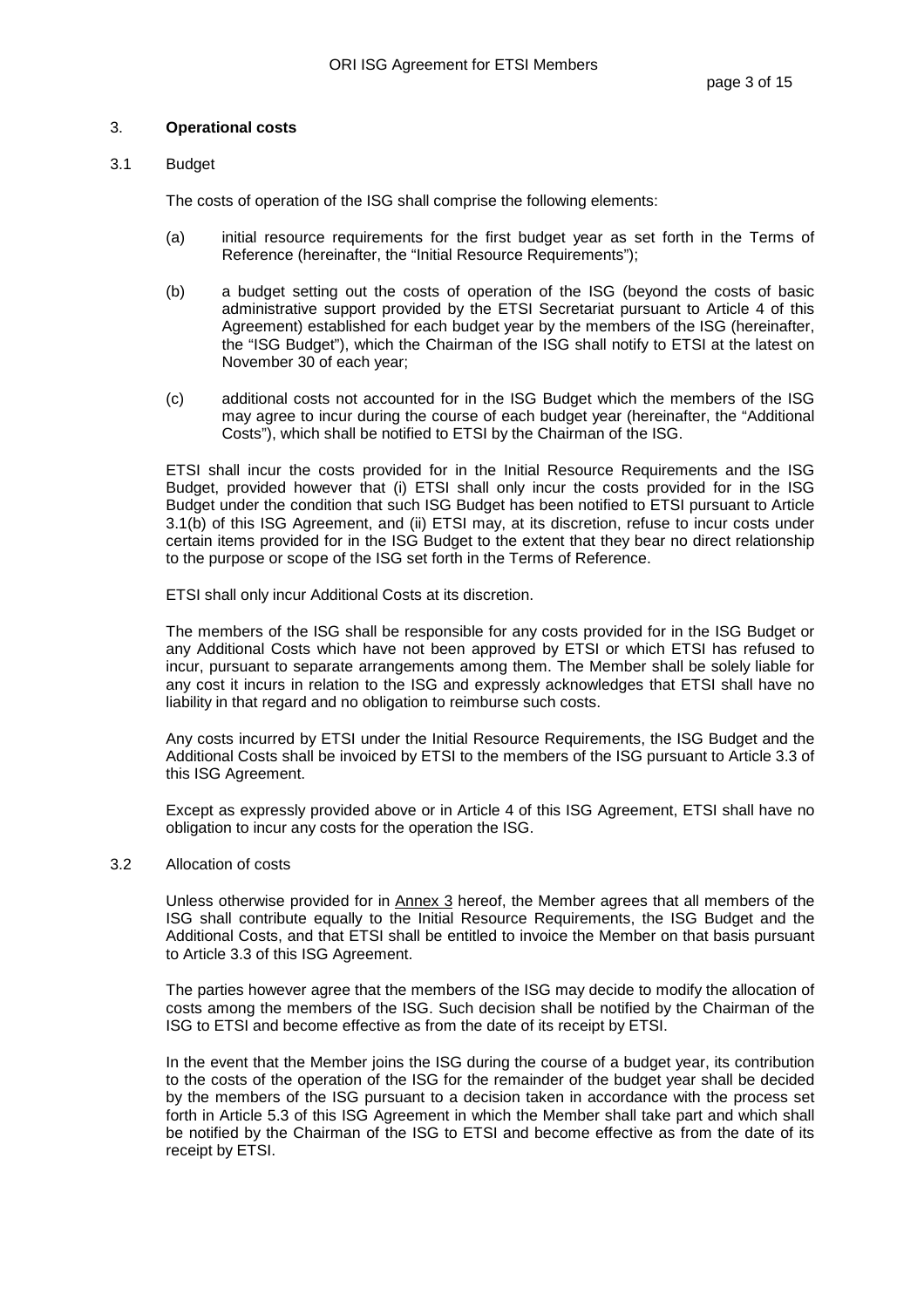## 3. **Operational costs**

### 3.1 Budget

The costs of operation of the ISG shall comprise the following elements:

(a) initial resource requirements for the first budget year as set forth in the Terms of Reference (hereinafter, the "Initial Resource Requirements");

(b) a budget setting out the costs of operation of the ISG (beyond the costs of basic administrative support provided by the ETSI Secretariat pursuant to Article 4 of this Agreement) established for each budget year by the members of the ISG (hereinafter, the "ISG Budget"), which the Chairman of the ISG shall notify to ETSI at the latest on November 30 of each year;

(c) additional costs not accounted for in the ISG Budget which the members of the ISG may agree to incur during the course of each budget year (hereinafter, the "Additional Costs"), which shall be notified to ETSI by the Chairman of the ISG.

ETSI shall incur the costs provided for in the Initial Resource Requirements and the ISG Budget, provided however that (i) ETSI shall only incur the costs provided for in the ISG Budget under the condition that such ISG Budget has been notified to ETSI pursuant to Article 3.1(b) of this ISG Agreement, and (ii) ETSI may, at its discretion, refuse to incur costs under certain items provided for in the ISG Budget to the extent that they bear no direct relationship to the purpose or scope of the ISG set forth in the Terms of Reference.

ETSI shall only incur Additional Costs at its discretion.

The members of the ISG shall be responsible for any costs provided for in the ISG Budget or any Additional Costs which have not been approved by ETSI or which ETSI has refused to incur, pursuant to separate arrangements among them. The Member shall be solely liable for any cost it incurs in relation to the ISG and expressly acknowledges that ETSI shall have no liability in that regard and no obligation to reimburse such costs.

Any costs incurred by ETSI under the Initial Resource Requirements, the ISG Budget and the Additional Costs shall be invoiced by ETSI to the members of the ISG pursuant to Article 3.3 of this ISG Agreement.

Except as expressly provided above or in Article 4 of this ISG Agreement, ETSI shall have no obligation to incur any costs for the operation the ISG.

### 3.2 Allocation of costs

Unless otherwise provided for in Annex 3 hereof, the Member agrees that all members of the ISG shall contribute equally to the Initial Resource Requirements, the ISG Budget and the Additional Costs, and that ETSI shall be entitled to invoice the Member on that basis pursuant to Article 3.3 of this ISG Agreement.

The parties however agree that the members of the ISG may decide to modify the allocation of costs among the members of the ISG. Such decision shall be notified by the Chairman of the ISG to ETSI and become effective as from the date of its receipt by ETSI.

In the event that the Member joins the ISG during the course of a budget year, its contribution to the costs of the operation of the ISG for the remainder of the budget year shall be decided by the members of the ISG pursuant to a decision taken in accordance with the process set forth in Article 5.3 of this ISG Agreement in which the Member shall take part and which shall be notified by the Chairman of the ISG to ETSI and become effective as from the date of its receipt by ETSI.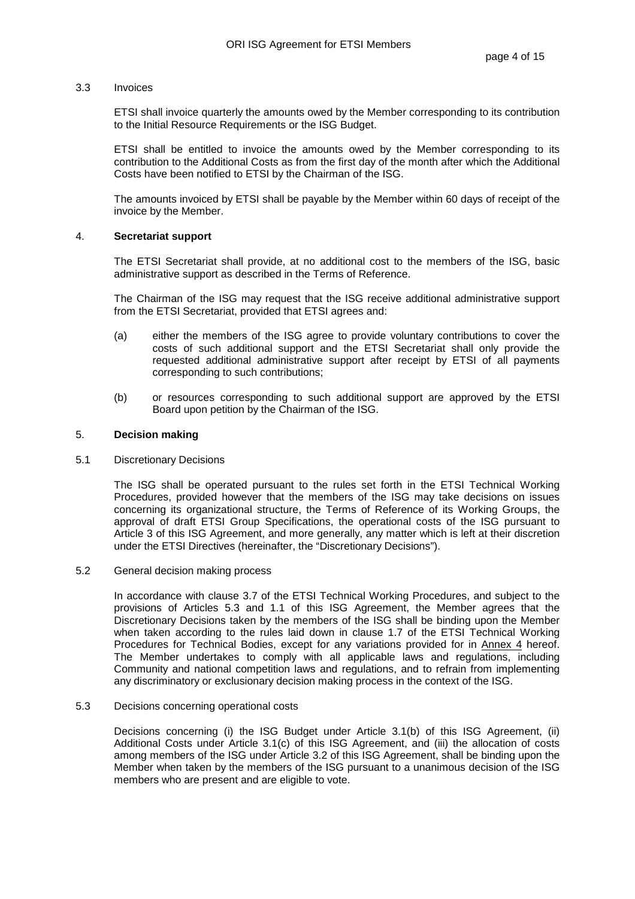### 3.3 Invoices

ETSI shall invoice quarterly the amounts owed by the Member corresponding to its contribution to the Initial Resource Requirements or the ISG Budget.

ETSI shall be entitled to invoice the amounts owed by the Member corresponding to its contribution to the Additional Costs as from the first day of the month after which the Additional Costs have been notified to ETSI by the Chairman of the ISG.

The amounts invoiced by ETSI shall be payable by the Member within 60 days of receipt of the invoice by the Member.

## 4. **Secretariat support**

The ETSI Secretariat shall provide, at no additional cost to the members of the ISG, basic administrative support as described in the Terms of Reference.

The Chairman of the ISG may request that the ISG receive additional administrative support from the ETSI Secretariat, provided that ETSI agrees and:

(a) either the members of the ISG agree to provide voluntary contributions to cover the costs of such additional support and the ETSI Secretariat shall only provide the requested additional administrative support after receipt by ETSI of all payments corresponding to such contributions;

(b) or resources corresponding to such additional support are approved by the ETSI Board upon petition by the Chairman of the ISG.

## 5. **Decision making**

### 5.1 Discretionary Decisions

The ISG shall be operated pursuant to the rules set forth in the ETSI Technical Working Procedures, provided however that the members of the ISG may take decisions on issues concerning its organizational structure, the Terms of Reference of its Working Groups, the approval of draft ETSI Group Specifications, the operational costs of the ISG pursuant to Article 3 of this ISG Agreement, and more generally, any matter which is left at their discretion under the ETSI Directives (hereinafter, the "Discretionary Decisions").

### 5.2 General decision making process

In accordance with clause 3.7 of the ETSI Technical Working Procedures, and subject to the provisions of Articles 5.3 and 1.1 of this ISG Agreement, the Member agrees that the Discretionary Decisions taken by the members of the ISG shall be binding upon the Member when taken according to the rules laid down in clause 1.7 of the ETSI Technical Working Procedures for Technical Bodies, except for any variations provided for in Annex 4 hereof. The Member undertakes to comply with all applicable laws and regulations, including Community and national competition laws and regulations, and to refrain from implementing any discriminatory or exclusionary decision making process in the context of the ISG.

### 5.3 Decisions concerning operational costs

Decisions concerning (i) the ISG Budget under Article 3.1(b) of this ISG Agreement, (ii) Additional Costs under Article 3.1(c) of this ISG Agreement, and (iii) the allocation of costs among members of the ISG under Article 3.2 of this ISG Agreement, shall be binding upon the Member when taken by the members of the ISG pursuant to a unanimous decision of the ISG members who are present and are eligible to vote.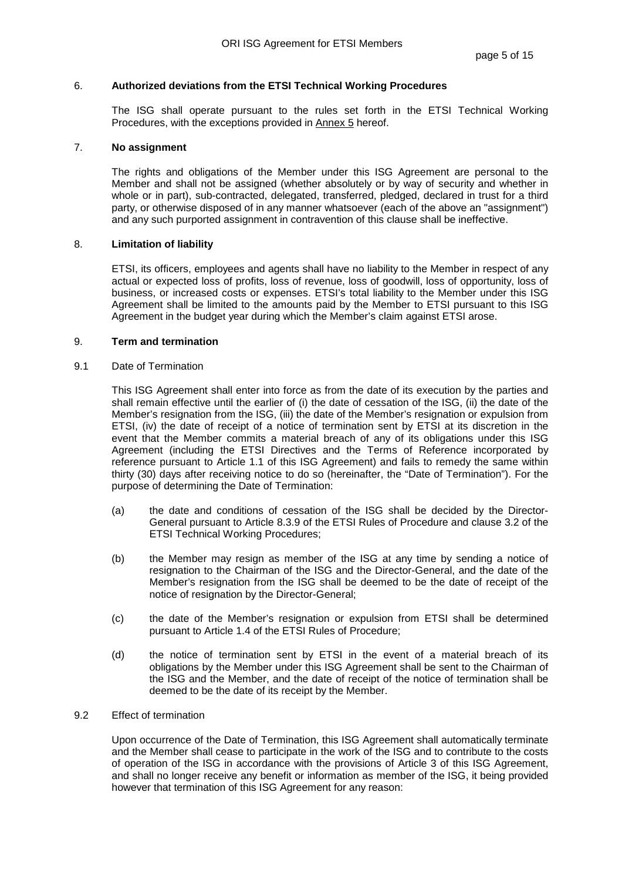## 6. Authorized deviations from the ETSI Technical Working Procedures

The ISG shall operate pursuant to the rules set forth in the ETSI Technical Working Procedures, with the exceptions provided in Annex 5 hereof.

## 7. No assignment

The rights and obligations of the Member under this ISG Agreement are personal to the Member and shall not be assigned (whether absolutely or by way of security and whether in whole or in part), sub-contracted, delegated, transferred, pledged, declared in trust for a third party, or otherwise disposed of in any manner whatsoever (each of the above an "assignment") and any such purported assignment in contravention of this clause shall be ineffective.

## 8. Limitation of liability

ETSI, its officers, employees and agents shall have no liability to the Member in respect of any actual or expected loss of profits, loss of revenue, loss of goodwill, loss of opportunity, loss of business, or increased costs or expenses. ETSI's total liability to the Member under this ISG Agreement shall be limited to the amounts paid by the Member to ETSI pursuant to this ISG Agreement in the budget year during which the Member's claim against ETSI arose.

## 9. Term and termination

### 9.1 Date of Termination

This ISG Agreement shall enter into force as from the date of its execution by the parties and shall remain effective until the earlier of (i) the date of cessation of the ISG, (ii) the date of the Member's resignation from the ISG, (iii) the date of the Member's resignation or expulsion from ETSI, (iv) the date of receipt of a notice of termination sent by ETSI at its discretion in the event that the Member commits a material breach of any of its obligations under this ISG Agreement (including the ETSI Directives and the Terms of Reference incorporated by reference pursuant to Article 1.1 of this ISG Agreement) and fails to remedy the same within thirty (30) days after receiving notice to do so (hereinafter, the "Date of Termination"). For the purpose of determining the Date of Termination:

(a) the date and conditions of cessation of the ISG shall be decided by the Director-General pursuant to Article 8.3.9 of the ETSI Rules of Procedure and clause 3.2 of the ETSI Technical Working Procedures;

(b) the Member may resign as member of the ISG at any time by sending a notice of resignation to the Chairman of the ISG and the Director-General, and the date of the Member's resignation from the ISG shall be deemed to be the date of receipt of the notice of resignation by the Director-General;

(c) the date of the Member's resignation or expulsion from ETSI shall be determined pursuant to Article 1.4 of the ETSI Rules of Procedure;

(d) the notice of termination sent by ETSI in the event of a material breach of its obligations by the Member under this ISG Agreement shall be sent to the Chairman of the ISG and the Member, and the date of receipt of the notice of termination shall be deemed to be the date of its receipt by the Member.

### 9.2 Effect of termination

Upon occurrence of the Date of Termination, this ISG Agreement shall automatically terminate and the Member shall cease to participate in the work of the ISG and to contribute to the costs of operation of the ISG in accordance with the provisions of Article 3 of this ISG Agreement, and shall no longer receive any benefit or information as member of the ISG, it being provided however that termination of this ISG Agreement for any reason: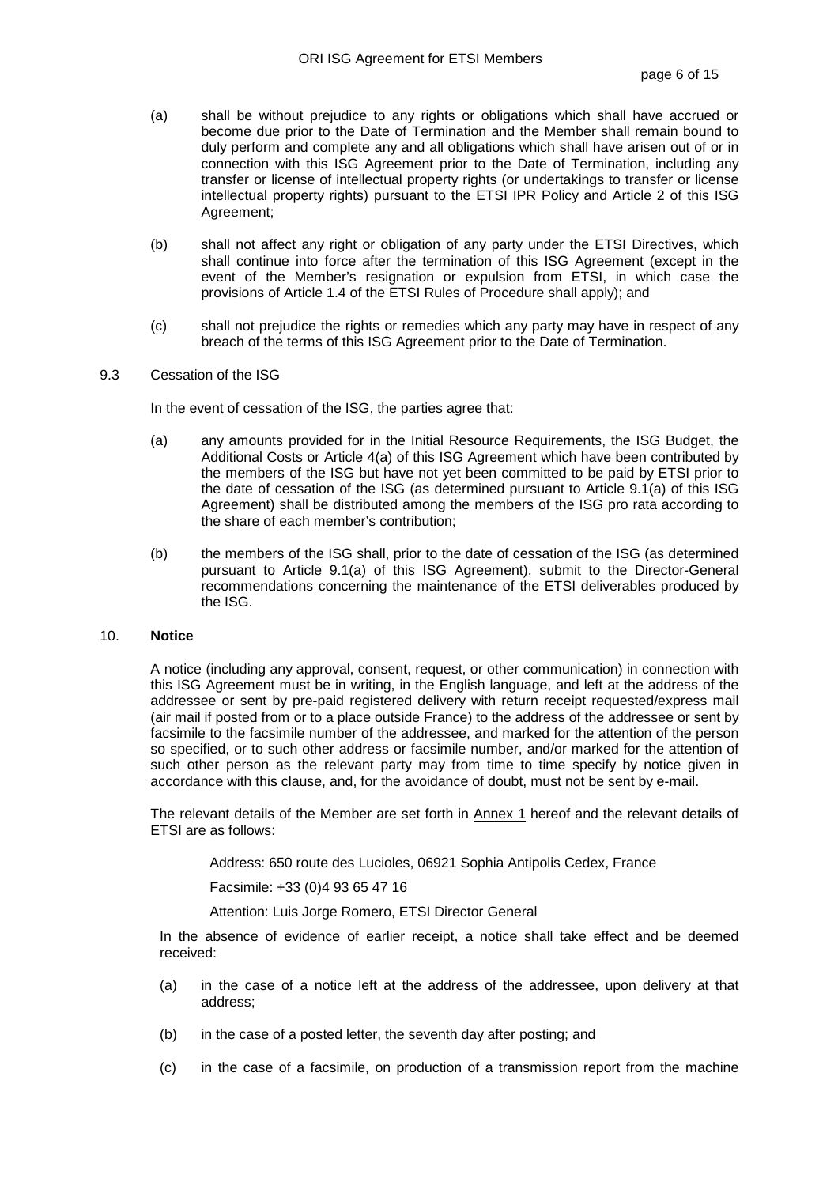(a) shall be without prejudice to any rights or obligations which shall have accrued or become due prior to the Date of Termination and the Member shall remain bound to duly perform and complete any and all obligations which shall have arisen out of or in connection with this ISG Agreement prior to the Date of Termination, including any transfer or license of intellectual property rights (or undertakings to transfer or license intellectual property rights) pursuant to the ETSI IPR Policy and Article 2 of this ISG Agreement;

(b) shall not affect any right or obligation of any party under the ETSI Directives, which shall continue into force after the termination of this ISG Agreement (except in the event of the Member's resignation or expulsion from ETSI, in which case the provisions of Article 1.4 of the ETSI Rules of Procedure shall apply); and

(c) shall not prejudice the rights or remedies which any party may have in respect of any breach of the terms of this ISG Agreement prior to the Date of Termination.

9.3 Cessation of the ISG

In the event of cessation of the ISG, the parties agree that:

(a) any amounts provided for in the Initial Resource Requirements, the ISG Budget, the Additional Costs or Article 4(a) of this ISG Agreement which have been contributed by the members of the ISG but have not yet been committed to be paid by ETSI prior to the date of cessation of the ISG (as determined pursuant to Article 9.1(a) of this ISG Agreement) shall be distributed among the members of the ISG pro rata according to the share of each member's contribution;

(b) the members of the ISG shall, prior to the date of cessation of the ISG (as determined pursuant to Article 9.1(a) of this ISG Agreement), submit to the Director-General recommendations concerning the maintenance of the ETSI deliverables produced by the ISG.

## 10. **Notice**

A notice (including any approval, consent, request, or other communication) in connection with this ISG Agreement must be in writing, in the English language, and left at the address of the addressee or sent by pre-paid registered delivery with return receipt requested/express mail (air mail if posted from or to a place outside France) to the address of the addressee or sent by facsimile to the facsimile number of the addressee, and marked for the attention of the person so specified, or to such other address or facsimile number, and/or marked for the attention of such other person as the relevant party may from time to time specify by notice given in accordance with this clause, and, for the avoidance of doubt, must not be sent by e-mail.

The relevant details of the Member are set forth in Annex 1 hereof and the relevant details of ETSI are as follows:

Address: 650 route des Lucioles, 06921 Sophia Antipolis Cedex, France

Facsimile: +33 (0)4 93 65 47 16

Attention: Luis Jorge Romero, ETSI Director General

In the absence of evidence of earlier receipt, a notice shall take effect and be deemed received:

(a) in the case of a notice left at the address of the addressee, upon delivery at that address;

(b) in the case of a posted letter, the seventh day after posting; and

(c) in the case of a facsimile, on production of a transmission report from the machine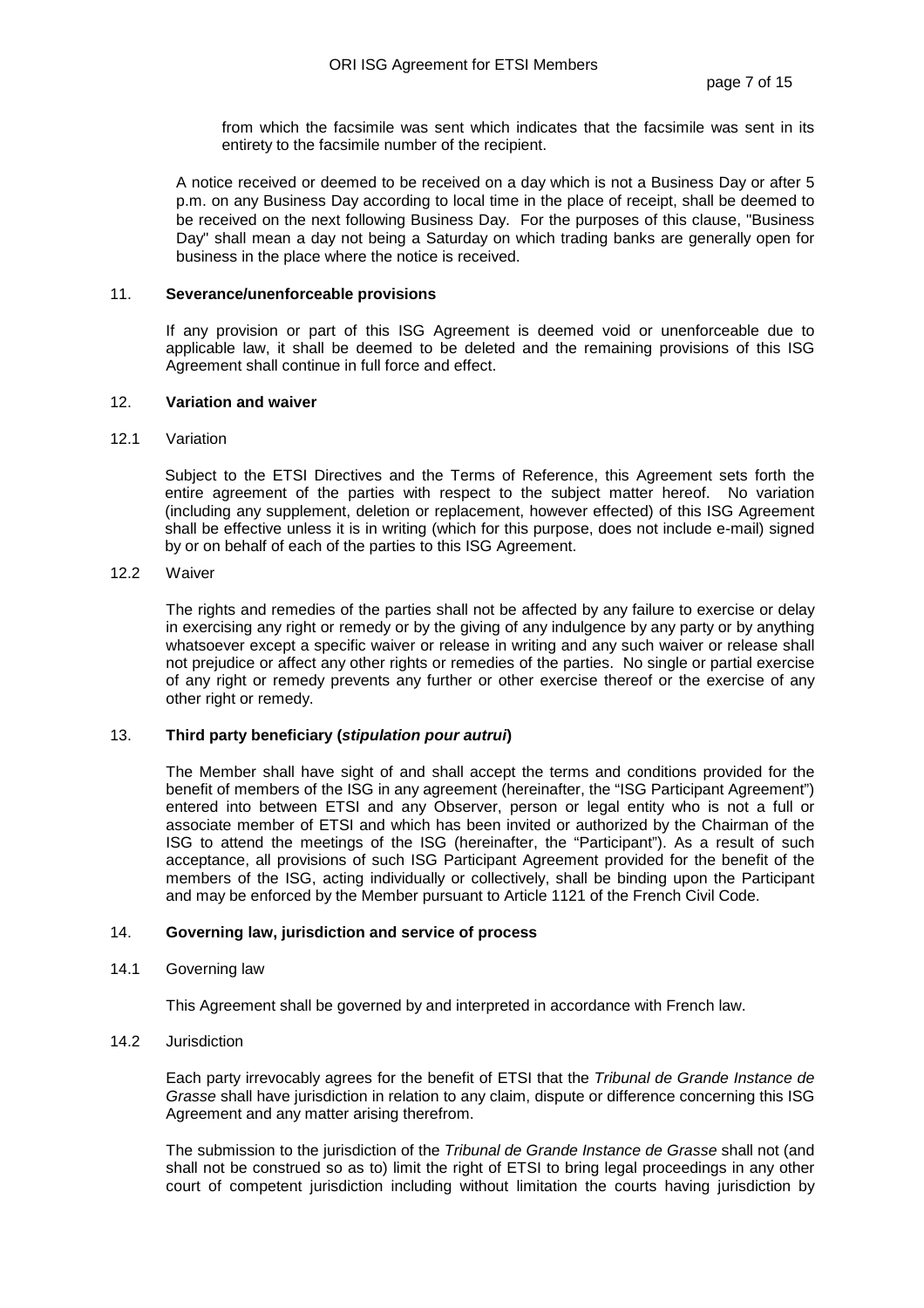from which the facsimile was sent which indicates that the facsimile was sent in its entirety to the facsimile number of the recipient.

A notice received or deemed to be received on a day which is not a Business Day or after 5 p.m. on any Business Day according to local time in the place of receipt, shall be deemed to be received on the next following Business Day. For the purposes of this clause, "Business Day" shall mean a day not being a Saturday on which trading banks are generally open for business in the place where the notice is received.

## 11. **Severance/unenforceable provisions**

If any provision or part of this ISG Agreement is deemed void or unenforceable due to applicable law, it shall be deemed to be deleted and the remaining provisions of this ISG Agreement shall continue in full force and effect.

## 12. **Variation and waiver**

### 12.1 Variation

Subject to the ETSI Directives and the Terms of Reference, this Agreement sets forth the entire agreement of the parties with respect to the subject matter hereof. No variation (including any supplement, deletion or replacement, however effected) of this ISG Agreement shall be effective unless it is in writing (which for this purpose, does not include e-mail) signed by or on behalf of each of the parties to this ISG Agreement.

### 12.2 Waiver

The rights and remedies of the parties shall not be affected by any failure to exercise or delay in exercising any right or remedy or by the giving of any indulgence by any party or by anything whatsoever except a specific waiver or release in writing and any such waiver or release shall not prejudice or affect any other rights or remedies of the parties. No single or partial exercise of any right or remedy prevents any further or other exercise thereof or the exercise of any other right or remedy.

## 13. **Third party beneficiary (*stipulation pour autrui*)**

The Member shall have sight of and shall accept the terms and conditions provided for the benefit of members of the ISG in any agreement (hereinafter, the "ISG Participant Agreement") entered into between ETSI and any Observer, person or legal entity who is not a full or associate member of ETSI and which has been invited or authorized by the Chairman of the ISG to attend the meetings of the ISG (hereinafter, the "Participant"). As a result of such acceptance, all provisions of such ISG Participant Agreement provided for the benefit of the members of the ISG, acting individually or collectively, shall be binding upon the Participant and may be enforced by the Member pursuant to Article 1121 of the French Civil Code.

## 14. **Governing law, jurisdiction and service of process**

### 14.1 Governing law

This Agreement shall be governed by and interpreted in accordance with French law.

### 14.2 Jurisdiction

Each party irrevocably agrees for the benefit of ETSI that the *Tribunal de Grande Instance de Grasse* shall have jurisdiction in relation to any claim, dispute or difference concerning this ISG Agreement and any matter arising therefrom.

The submission to the jurisdiction of the *Tribunal de Grande Instance de Grasse* shall not (and shall not be construed so as to) limit the right of ETSI to bring legal proceedings in any other court of competent jurisdiction including without limitation the courts having jurisdiction by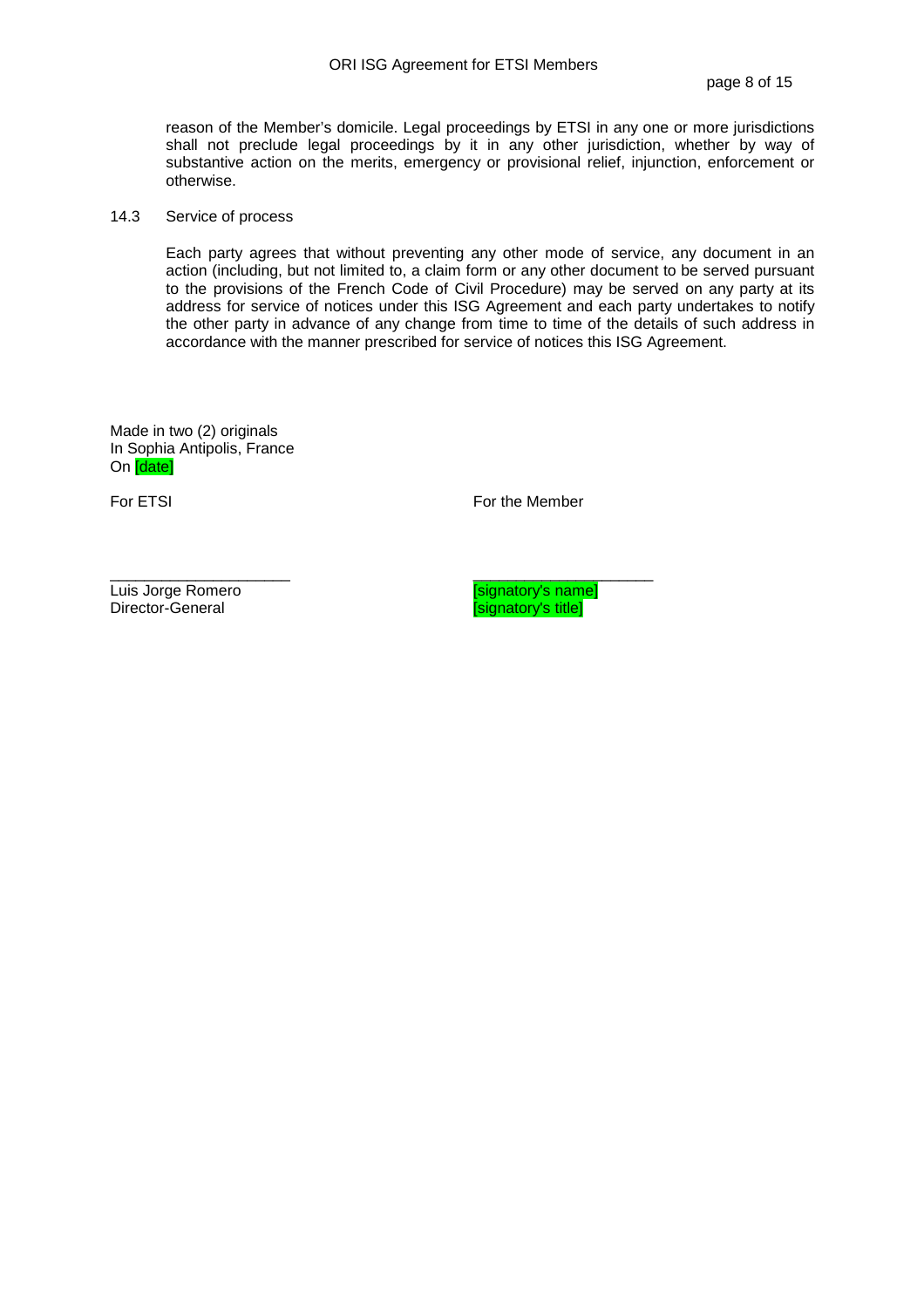reason of the Member's domicile. Legal proceedings by ETSI in any one or more jurisdictions shall not preclude legal proceedings by it in any other jurisdiction, whether by way of substantive action on the merits, emergency or provisional relief, injunction, enforcement or otherwise.

14.3 Service of process

Each party agrees that without preventing any other mode of service, any document in an action (including, but not limited to, a claim form or any other document to be served pursuant to the provisions of the French Code of Civil Procedure) may be served on any party at its address for service of notices under this ISG Agreement and each party undertakes to notify the other party in advance of any change from time to time of the details of such address in accordance with the manner prescribed for service of notices this ISG Agreement.

Made in two (2) originals
In Sophia Antipolis, France
On [date]

| For ETSI | For the Member |
|---|---|
| _____________________ | _____________________ |
| Luis Jorge Romero | [signatory's name] |
| Director-General | [signatory's title] |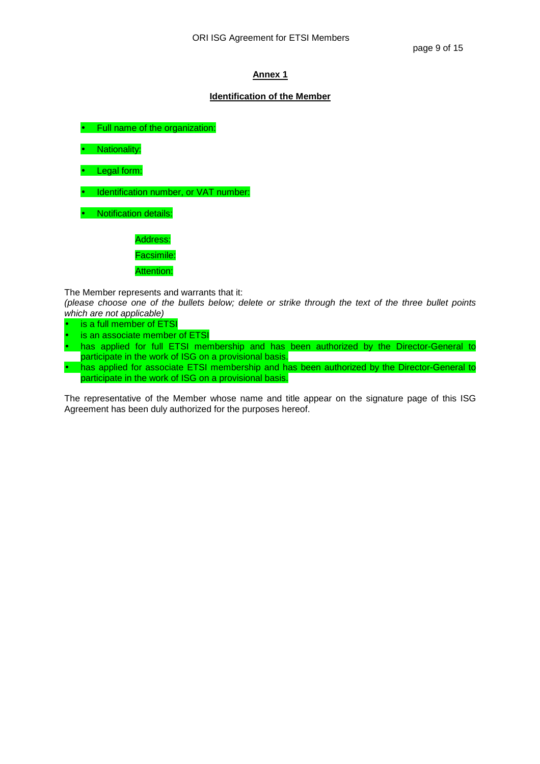## Annex 1

### Identification of the Member

- Full name of the organization:
- Nationality:
- Legal form:
- Identification number, or VAT number:
- Notification details:

  Address:

  Facsimile:

  Attention:

The Member represents and warrants that it:
*(please choose one of the bullets below; delete or strike through the text of the three bullet points which are not applicable)*

- is a full member of ETSI
- is an associate member of ETSI
- has applied for full ETSI membership and has been authorized by the Director-General to participate in the work of ISG on a provisional basis.
- has applied for associate ETSI membership and has been authorized by the Director-General to participate in the work of ISG on a provisional basis.

The representative of the Member whose name and title appear on the signature page of this ISG Agreement has been duly authorized for the purposes hereof.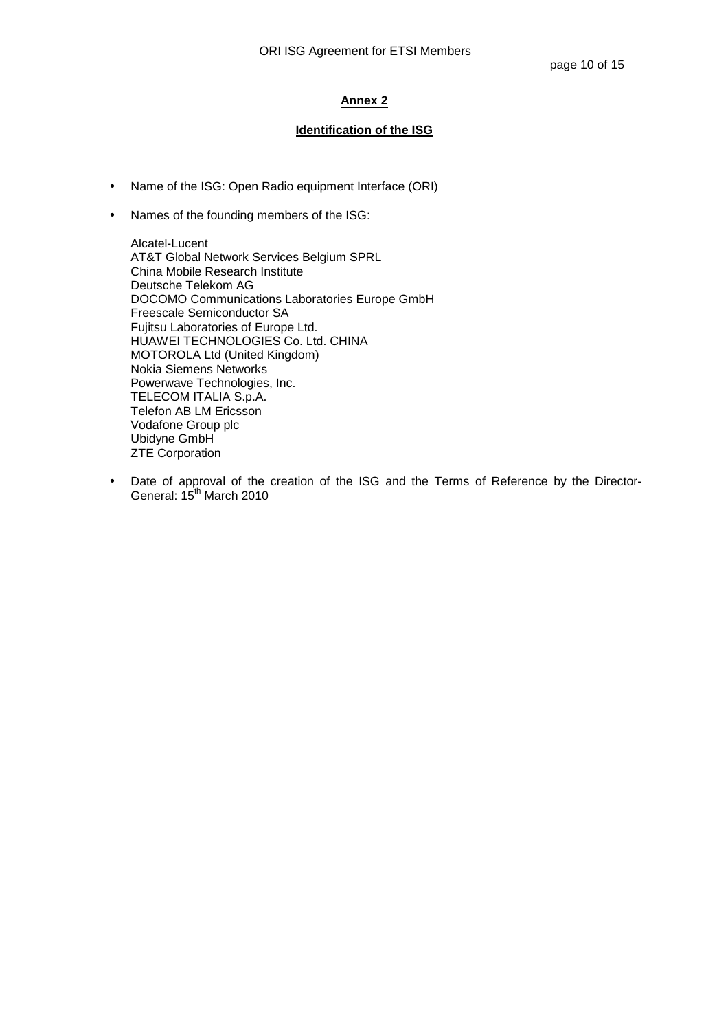## Annex 2

### Identification of the ISG

- Name of the ISG: Open Radio equipment Interface (ORI)
- Names of the founding members of the ISG:

  Alcatel-Lucent
  AT&T Global Network Services Belgium SPRL
  China Mobile Research Institute
  Deutsche Telekom AG
  DOCOMO Communications Laboratories Europe GmbH
  Freescale Semiconductor SA
  Fujitsu Laboratories of Europe Ltd.
  HUAWEI TECHNOLOGIES Co. Ltd. CHINA
  MOTOROLA Ltd (United Kingdom)
  Nokia Siemens Networks
  Powerwave Technologies, Inc.
  TELECOM ITALIA S.p.A.
  Telefon AB LM Ericsson
  Vodafone Group plc
  Ubidyne GmbH
  ZTE Corporation

- Date of approval of the creation of the ISG and the Terms of Reference by the Director-General: 15th March 2010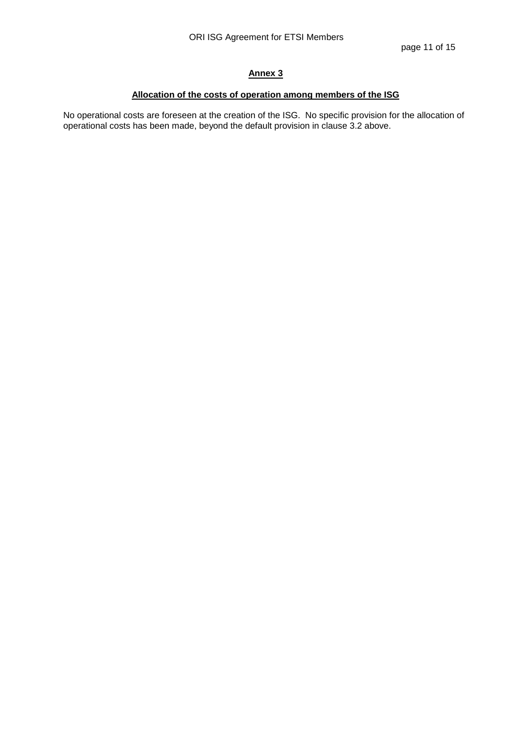## **Annex 3**

### **Allocation of the costs of operation among members of the ISG**

No operational costs are foreseen at the creation of the ISG. No specific provision for the allocation of operational costs has been made, beyond the default provision in clause 3.2 above.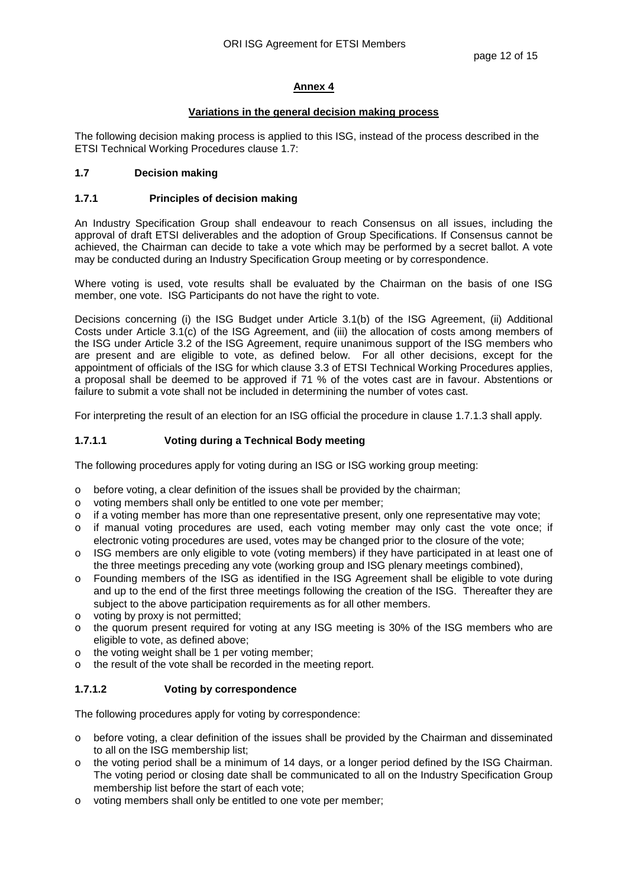## Annex 4

### Variations in the general decision making process

The following decision making process is applied to this ISG, instead of the process described in the ETSI Technical Working Procedures clause 1.7:

### 1.7 Decision making

#### 1.7.1 Principles of decision making

An Industry Specification Group shall endeavour to reach Consensus on all issues, including the approval of draft ETSI deliverables and the adoption of Group Specifications. If Consensus cannot be achieved, the Chairman can decide to take a vote which may be performed by a secret ballot. A vote may be conducted during an Industry Specification Group meeting or by correspondence.

Where voting is used, vote results shall be evaluated by the Chairman on the basis of one ISG member, one vote. ISG Participants do not have the right to vote.

Decisions concerning (i) the ISG Budget under Article 3.1(b) of the ISG Agreement, (ii) Additional Costs under Article 3.1(c) of the ISG Agreement, and (iii) the allocation of costs among members of the ISG under Article 3.2 of the ISG Agreement, require unanimous support of the ISG members who are present and are eligible to vote, as defined below. For all other decisions, except for the appointment of officials of the ISG for which clause 3.3 of ETSI Technical Working Procedures applies, a proposal shall be deemed to be approved if 71 % of the votes cast are in favour. Abstentions or failure to submit a vote shall not be included in determining the number of votes cast.

For interpreting the result of an election for an ISG official the procedure in clause 1.7.1.3 shall apply.

#### 1.7.1.1 Voting during a Technical Body meeting

The following procedures apply for voting during an ISG or ISG working group meeting:

- before voting, a clear definition of the issues shall be provided by the chairman;
- voting members shall only be entitled to one vote per member;
- if a voting member has more than one representative present, only one representative may vote;
- if manual voting procedures are used, each voting member may only cast the vote once; if electronic voting procedures are used, votes may be changed prior to the closure of the vote;
- ISG members are only eligible to vote (voting members) if they have participated in at least one of the three meetings preceding any vote (working group and ISG plenary meetings combined),
- Founding members of the ISG as identified in the ISG Agreement shall be eligible to vote during and up to the end of the first three meetings following the creation of the ISG. Thereafter they are subject to the above participation requirements as for all other members.
- voting by proxy is not permitted;
- the quorum present required for voting at any ISG meeting is 30% of the ISG members who are eligible to vote, as defined above;
- the voting weight shall be 1 per voting member;
- the result of the vote shall be recorded in the meeting report.

#### 1.7.1.2 Voting by correspondence

The following procedures apply for voting by correspondence:

- before voting, a clear definition of the issues shall be provided by the Chairman and disseminated to all on the ISG membership list;
- the voting period shall be a minimum of 14 days, or a longer period defined by the ISG Chairman. The voting period or closing date shall be communicated to all on the Industry Specification Group membership list before the start of each vote;
- voting members shall only be entitled to one vote per member;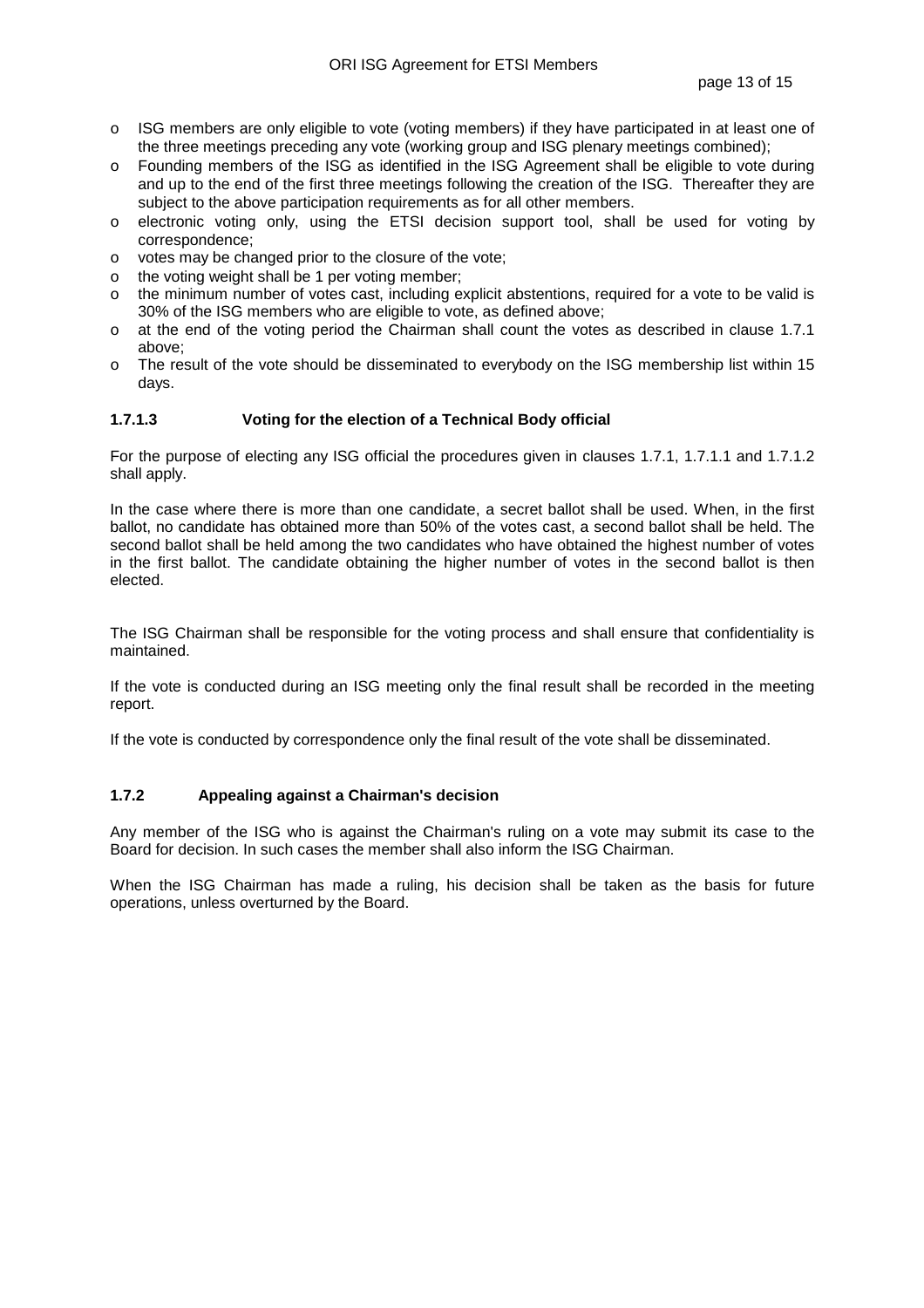- ISG members are only eligible to vote (voting members) if they have participated in at least one of the three meetings preceding any vote (working group and ISG plenary meetings combined);
- Founding members of the ISG as identified in the ISG Agreement shall be eligible to vote during and up to the end of the first three meetings following the creation of the ISG. Thereafter they are subject to the above participation requirements as for all other members.
- electronic voting only, using the ETSI decision support tool, shall be used for voting by correspondence;
- votes may be changed prior to the closure of the vote;
- the voting weight shall be 1 per voting member;
- the minimum number of votes cast, including explicit abstentions, required for a vote to be valid is 30% of the ISG members who are eligible to vote, as defined above;
- at the end of the voting period the Chairman shall count the votes as described in clause 1.7.1 above;
- The result of the vote should be disseminated to everybody on the ISG membership list within 15 days.

#### 1.7.1.3 Voting for the election of a Technical Body official

For the purpose of electing any ISG official the procedures given in clauses 1.7.1, 1.7.1.1 and 1.7.1.2 shall apply.

In the case where there is more than one candidate, a secret ballot shall be used. When, in the first ballot, no candidate has obtained more than 50% of the votes cast, a second ballot shall be held. The second ballot shall be held among the two candidates who have obtained the highest number of votes in the first ballot. The candidate obtaining the higher number of votes in the second ballot is then elected.

The ISG Chairman shall be responsible for the voting process and shall ensure that confidentiality is maintained.

If the vote is conducted during an ISG meeting only the final result shall be recorded in the meeting report.

If the vote is conducted by correspondence only the final result of the vote shall be disseminated.

### 1.7.2 Appealing against a Chairman's decision

Any member of the ISG who is against the Chairman's ruling on a vote may submit its case to the Board for decision. In such cases the member shall also inform the ISG Chairman.

When the ISG Chairman has made a ruling, his decision shall be taken as the basis for future operations, unless overturned by the Board.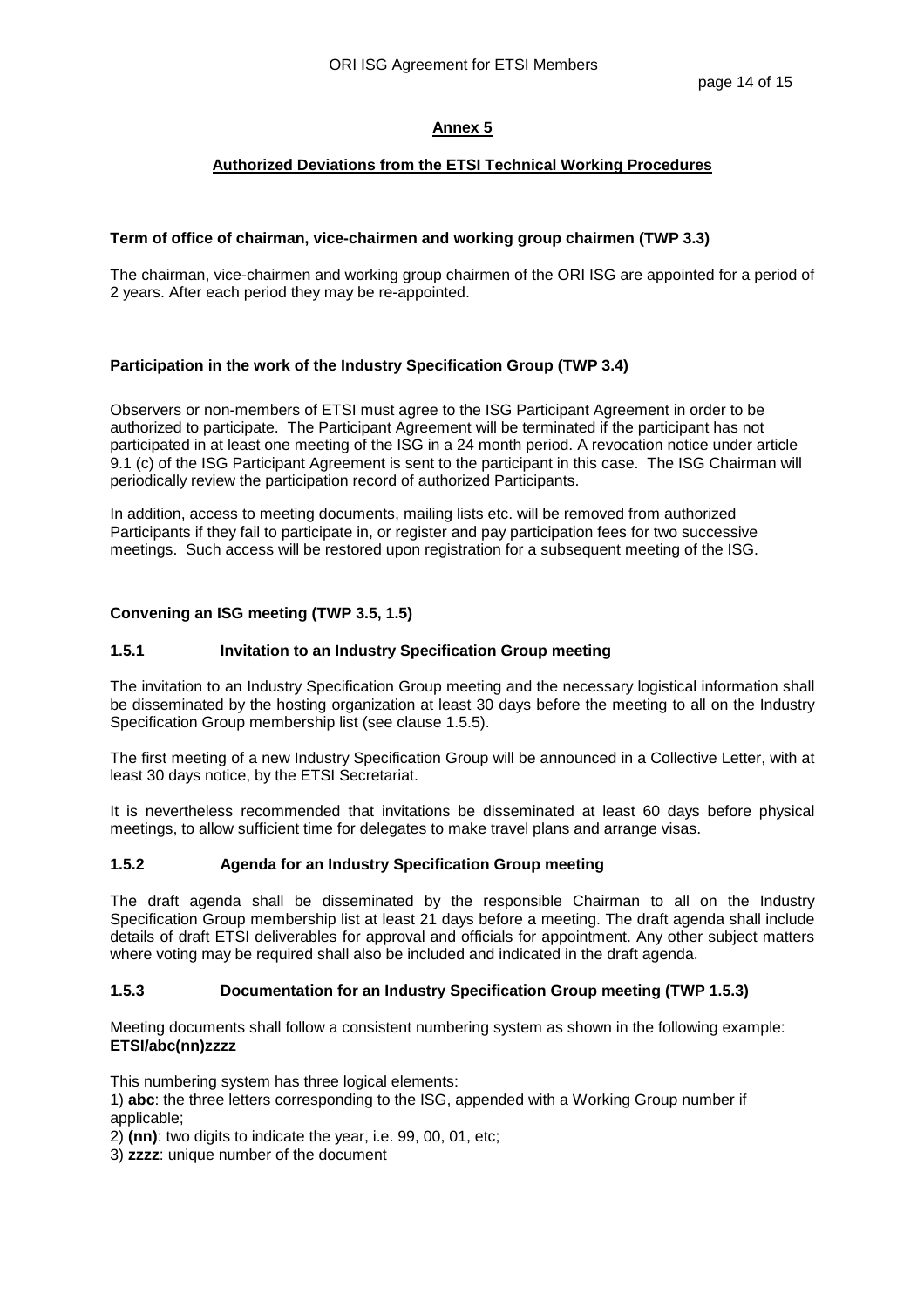## Annex 5

### Authorized Deviations from the ETSI Technical Working Procedures

**Term of office of chairman, vice-chairmen and working group chairmen (TWP 3.3)**

The chairman, vice-chairmen and working group chairmen of the ORI ISG are appointed for a period of 2 years. After each period they may be re-appointed.

**Participation in the work of the Industry Specification Group (TWP 3.4)**

Observers or non-members of ETSI must agree to the ISG Participant Agreement in order to be authorized to participate. The Participant Agreement will be terminated if the participant has not participated in at least one meeting of the ISG in a 24 month period. A revocation notice under article 9.1 (c) of the ISG Participant Agreement is sent to the participant in this case. The ISG Chairman will periodically review the participation record of authorized Participants.

In addition, access to meeting documents, mailing lists etc. will be removed from authorized Participants if they fail to participate in, or register and pay participation fees for two successive meetings. Such access will be restored upon registration for a subsequent meeting of the ISG.

**Convening an ISG meeting (TWP 3.5, 1.5)**

**1.5.1 Invitation to an Industry Specification Group meeting**

The invitation to an Industry Specification Group meeting and the necessary logistical information shall be disseminated by the hosting organization at least 30 days before the meeting to all on the Industry Specification Group membership list (see clause 1.5.5).

The first meeting of a new Industry Specification Group will be announced in a Collective Letter, with at least 30 days notice, by the ETSI Secretariat.

It is nevertheless recommended that invitations be disseminated at least 60 days before physical meetings, to allow sufficient time for delegates to make travel plans and arrange visas.

**1.5.2 Agenda for an Industry Specification Group meeting**

The draft agenda shall be disseminated by the responsible Chairman to all on the Industry Specification Group membership list at least 21 days before a meeting. The draft agenda shall include details of draft ETSI deliverables for approval and officials for appointment. Any other subject matters where voting may be required shall also be included and indicated in the draft agenda.

**1.5.3 Documentation for an Industry Specification Group meeting (TWP 1.5.3)**

Meeting documents shall follow a consistent numbering system as shown in the following example:
**ETSI/abc(nn)zzzz**

This numbering system has three logical elements:

1) **abc**: the three letters corresponding to the ISG, appended with a Working Group number if applicable;
2) **(nn)**: two digits to indicate the year, i.e. 99, 00, 01, etc;
3) **zzzz**: unique number of the document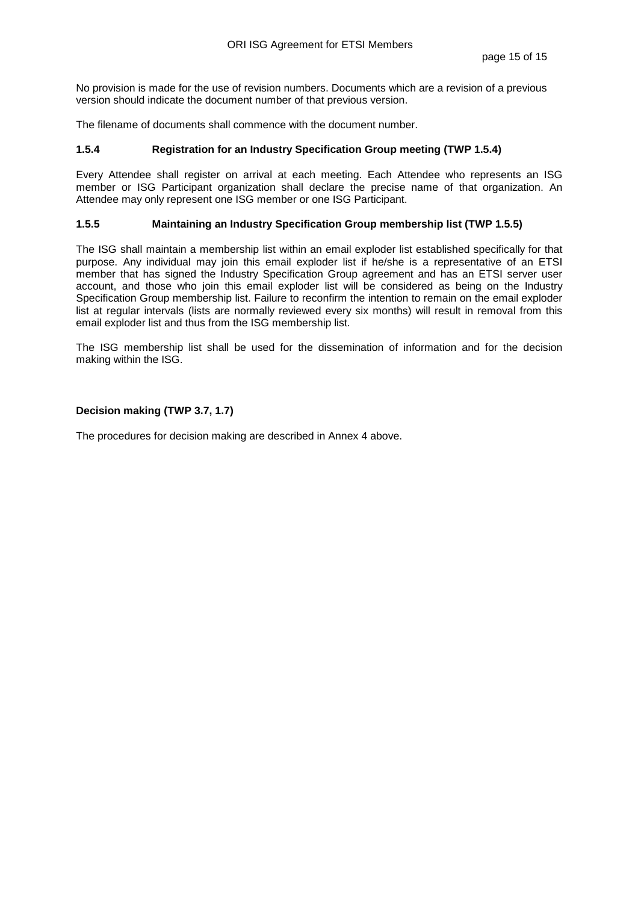No provision is made for the use of revision numbers. Documents which are a revision of a previous version should indicate the document number of that previous version.

The filename of documents shall commence with the document number.

### 1.5.4 Registration for an Industry Specification Group meeting (TWP 1.5.4)

Every Attendee shall register on arrival at each meeting. Each Attendee who represents an ISG member or ISG Participant organization shall declare the precise name of that organization. An Attendee may only represent one ISG member or one ISG Participant.

### 1.5.5 Maintaining an Industry Specification Group membership list (TWP 1.5.5)

The ISG shall maintain a membership list within an email exploder list established specifically for that purpose. Any individual may join this email exploder list if he/she is a representative of an ETSI member that has signed the Industry Specification Group agreement and has an ETSI server user account, and those who join this email exploder list will be considered as being on the Industry Specification Group membership list. Failure to reconfirm the intention to remain on the email exploder list at regular intervals (lists are normally reviewed every six months) will result in removal from this email exploder list and thus from the ISG membership list.

The ISG membership list shall be used for the dissemination of information and for the decision making within the ISG.

### Decision making (TWP 3.7, 1.7)

The procedures for decision making are described in Annex 4 above.